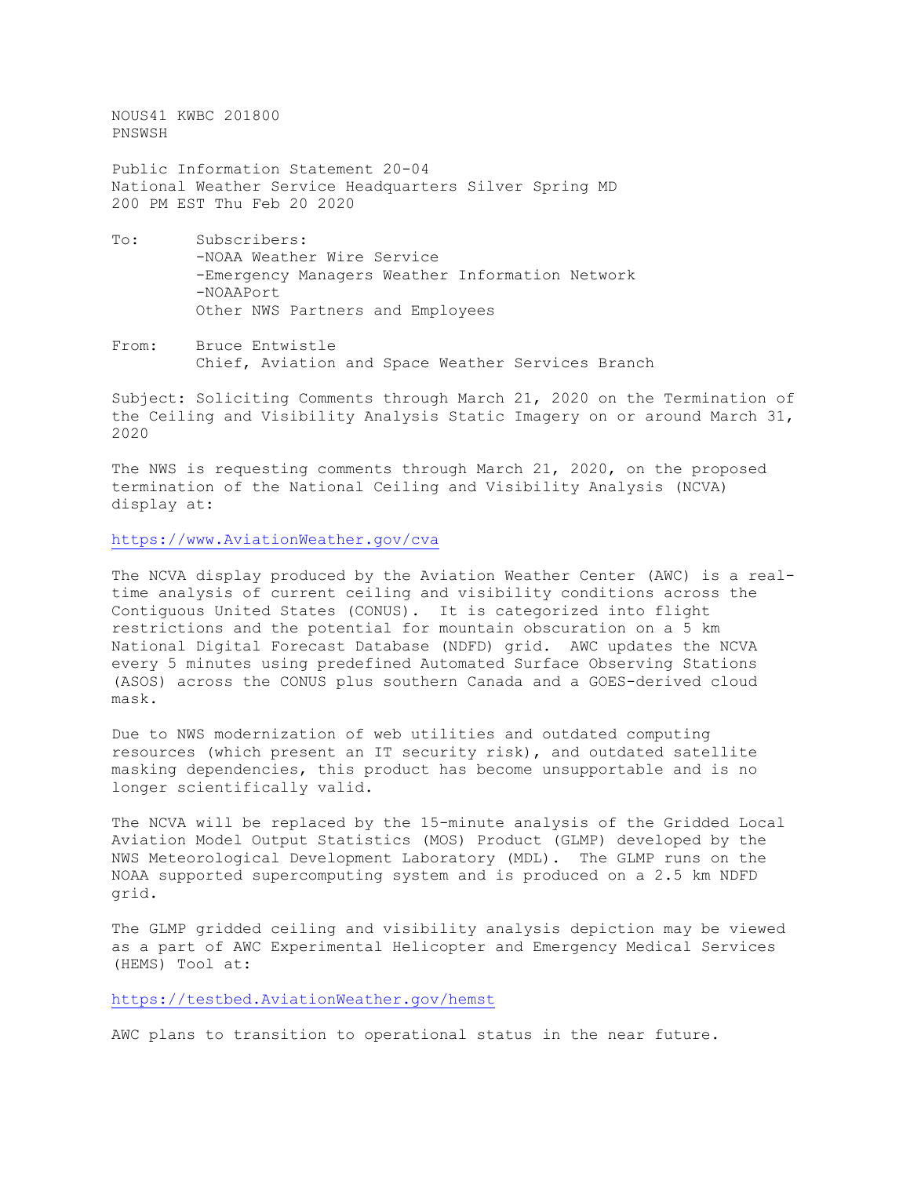NOUS41 KWBC 201800
PNSWSH

Public Information Statement 20-04
National Weather Service Headquarters Silver Spring MD
200 PM EST Thu Feb 20 2020

To: Subscribers:
-NOAA Weather Wire Service
-Emergency Managers Weather Information Network
-NOAAPort
Other NWS Partners and Employees

From: Bruce Entwistle
Chief, Aviation and Space Weather Services Branch

Subject: Soliciting Comments through March 21, 2020 on the Termination of the Ceiling and Visibility Analysis Static Imagery on or around March 31, 2020

The NWS is requesting comments through March 21, 2020, on the proposed termination of the National Ceiling and Visibility Analysis (NCVA) display at:

https://www.AviationWeather.gov/cva

The NCVA display produced by the Aviation Weather Center (AWC) is a real-time analysis of current ceiling and visibility conditions across the Contiguous United States (CONUS). It is categorized into flight restrictions and the potential for mountain obscuration on a 5 km National Digital Forecast Database (NDFD) grid. AWC updates the NCVA every 5 minutes using predefined Automated Surface Observing Stations (ASOS) across the CONUS plus southern Canada and a GOES-derived cloud mask.

Due to NWS modernization of web utilities and outdated computing resources (which present an IT security risk), and outdated satellite masking dependencies, this product has become unsupportable and is no longer scientifically valid.

The NCVA will be replaced by the 15-minute analysis of the Gridded Local Aviation Model Output Statistics (MOS) Product (GLMP) developed by the NWS Meteorological Development Laboratory (MDL). The GLMP runs on the NOAA supported supercomputing system and is produced on a 2.5 km NDFD grid.

The GLMP gridded ceiling and visibility analysis depiction may be viewed as a part of AWC Experimental Helicopter and Emergency Medical Services (HEMS) Tool at:

https://testbed.AviationWeather.gov/hemst

AWC plans to transition to operational status in the near future.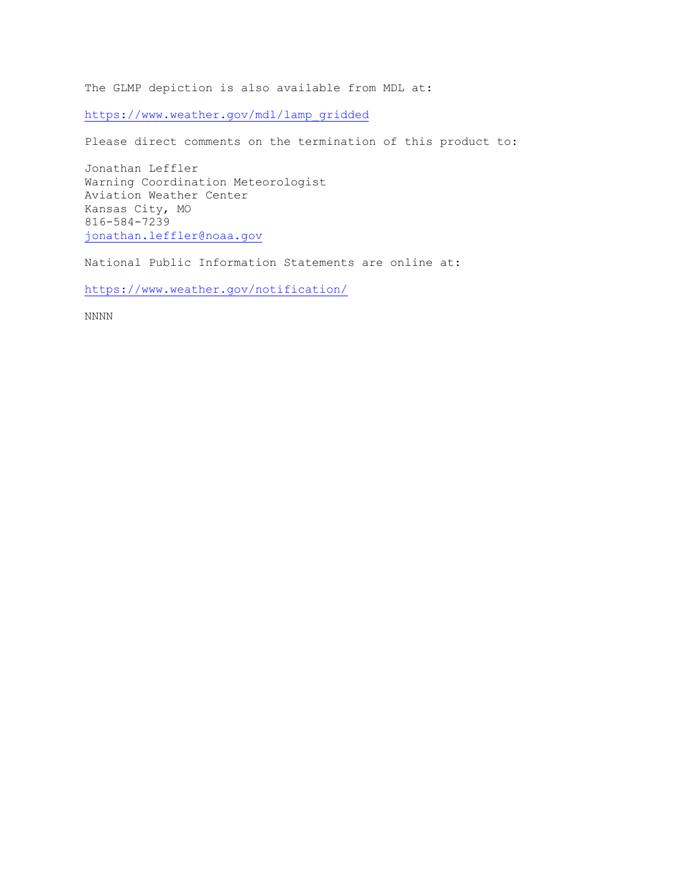The GLMP depiction is also available from MDL at:

https://www.weather.gov/mdl/lamp_gridded

Please direct comments on the termination of this product to:

Jonathan Leffler
Warning Coordination Meteorologist
Aviation Weather Center
Kansas City, MO
816-584-7239
jonathan.leffler@noaa.gov

National Public Information Statements are online at:

https://www.weather.gov/notification/

NNNN